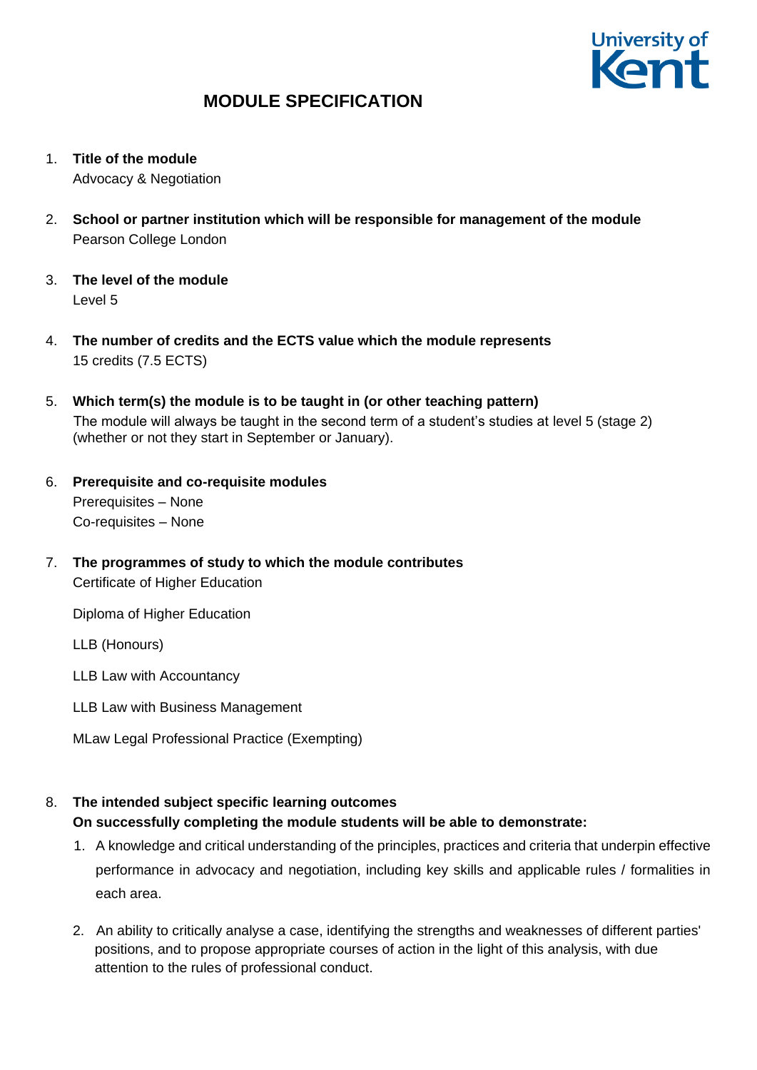# MODULE SPECIFICATION

1. **Title of the module**
   Advocacy & Negotiation

2. **School or partner institution which will be responsible for management of the module**
   Pearson College London

3. **The level of the module**
   Level 5

4. **The number of credits and the ECTS value which the module represents**
   15 credits (7.5 ECTS)

5. **Which term(s) the module is to be taught in (or other teaching pattern)**
   The module will always be taught in the second term of a student's studies at level 5 (stage 2) (whether or not they start in September or January).

6. **Prerequisite and co-requisite modules**
   Prerequisites – None
   Co-requisites – None

7. **The programmes of study to which the module contributes**
   Certificate of Higher Education

   Diploma of Higher Education

   LLB (Honours)

   LLB Law with Accountancy

   LLB Law with Business Management

   MLaw Legal Professional Practice (Exempting)

8. **The intended subject specific learning outcomes**
   **On successfully completing the module students will be able to demonstrate:**
   1. A knowledge and critical understanding of the principles, practices and criteria that underpin effective performance in advocacy and negotiation, including key skills and applicable rules / formalities in each area.
   2. An ability to critically analyse a case, identifying the strengths and weaknesses of different parties' positions, and to propose appropriate courses of action in the light of this analysis, with due attention to the rules of professional conduct.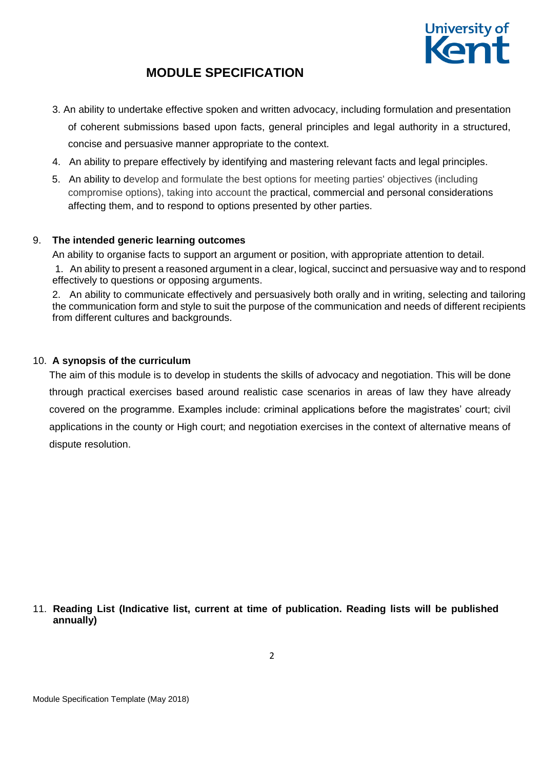3. An ability to undertake effective spoken and written advocacy, including formulation and presentation of coherent submissions based upon facts, general principles and legal authority in a structured, concise and persuasive manner appropriate to the context.
4. An ability to prepare effectively by identifying and mastering relevant facts and legal principles.
5. An ability to develop and formulate the best options for meeting parties' objectives (including compromise options), taking into account the practical, commercial and personal considerations affecting them, and to respond to options presented by other parties.

## 9. The intended generic learning outcomes

An ability to organise facts to support an argument or position, with appropriate attention to detail.

1. An ability to present a reasoned argument in a clear, logical, succinct and persuasive way and to respond effectively to questions or opposing arguments.
2. An ability to communicate effectively and persuasively both orally and in writing, selecting and tailoring the communication form and style to suit the purpose of the communication and needs of different recipients from different cultures and backgrounds.

## 10. A synopsis of the curriculum

The aim of this module is to develop in students the skills of advocacy and negotiation. This will be done through practical exercises based around realistic case scenarios in areas of law they have already covered on the programme. Examples include: criminal applications before the magistrates' court; civil applications in the county or High court; and negotiation exercises in the context of alternative means of dispute resolution.

## 11. Reading List (Indicative list, current at time of publication. Reading lists will be published annually)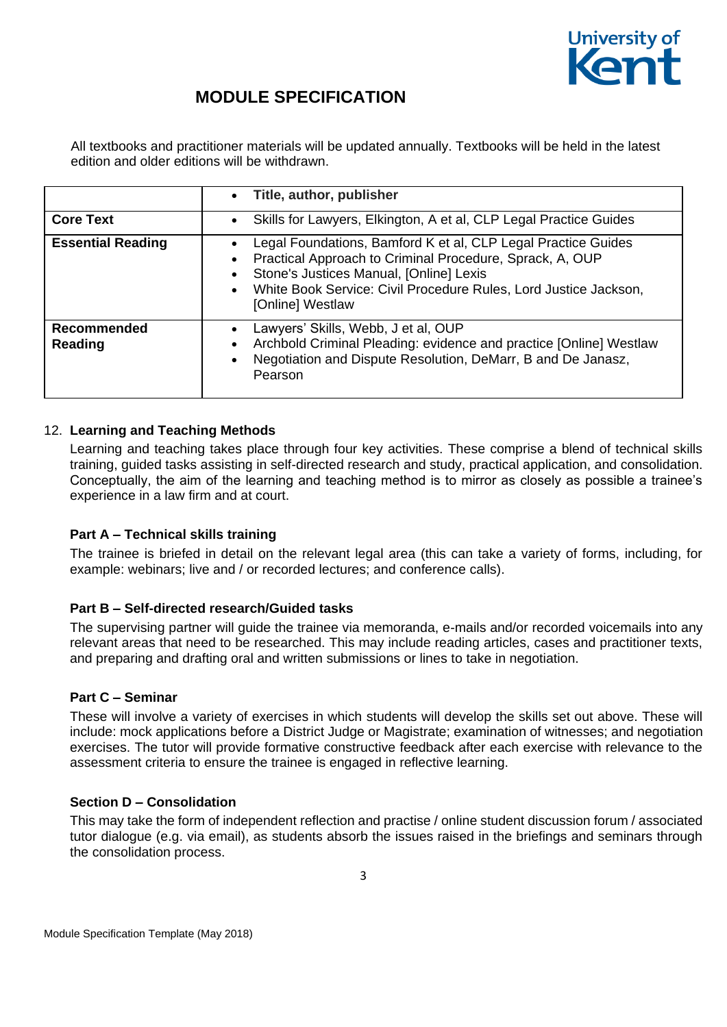## MODULE SPECIFICATION

All textbooks and practitioner materials will be updated annually. Textbooks will be held in the latest edition and older editions will be withdrawn.

| | • Title, author, publisher |
|---|---|
| **Core Text** | • Skills for Lawyers, Elkington, A et al, CLP Legal Practice Guides |
| **Essential Reading** | • Legal Foundations, Bamford K et al, CLP Legal Practice Guides<br>• Practical Approach to Criminal Procedure, Sprack, A, OUP<br>• Stone's Justices Manual, [Online] Lexis<br>• White Book Service: Civil Procedure Rules, Lord Justice Jackson, [Online] Westlaw |
| **Recommended Reading** | • Lawyers' Skills, Webb, J et al, OUP<br>• Archbold Criminal Pleading: evidence and practice [Online] Westlaw<br>• Negotiation and Dispute Resolution, DeMarr, B and De Janasz, Pearson |

12. **Learning and Teaching Methods**

Learning and teaching takes place through four key activities. These comprise a blend of technical skills training, guided tasks assisting in self-directed research and study, practical application, and consolidation. Conceptually, the aim of the learning and teaching method is to mirror as closely as possible a trainee's experience in a law firm and at court.

**Part A – Technical skills training**

The trainee is briefed in detail on the relevant legal area (this can take a variety of forms, including, for example: webinars; live and / or recorded lectures; and conference calls).

**Part B – Self-directed research/Guided tasks**

The supervising partner will guide the trainee via memoranda, e-mails and/or recorded voicemails into any relevant areas that need to be researched. This may include reading articles, cases and practitioner texts, and preparing and drafting oral and written submissions or lines to take in negotiation.

**Part C – Seminar**

These will involve a variety of exercises in which students will develop the skills set out above. These will include: mock applications before a District Judge or Magistrate; examination of witnesses; and negotiation exercises. The tutor will provide formative constructive feedback after each exercise with relevance to the assessment criteria to ensure the trainee is engaged in reflective learning.

**Section D – Consolidation**

This may take the form of independent reflection and practise / online student discussion forum / associated tutor dialogue (e.g. via email), as students absorb the issues raised in the briefings and seminars through the consolidation process.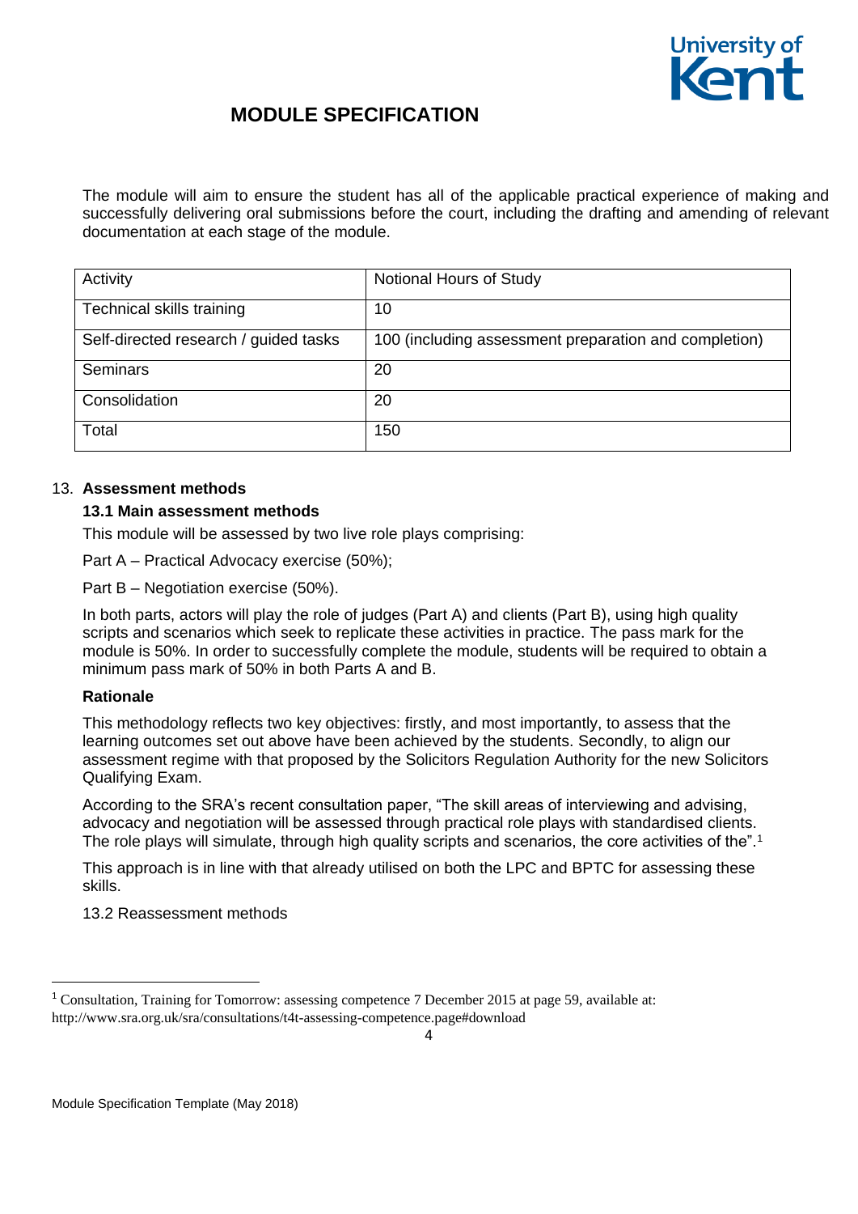The module will aim to ensure the student has all of the applicable practical experience of making and successfully delivering oral submissions before the court, including the drafting and amending of relevant documentation at each stage of the module.

| Activity | Notional Hours of Study |
| --- | --- |
| Technical skills training | 10 |
| Self-directed research / guided tasks | 100 (including assessment preparation and completion) |
| Seminars | 20 |
| Consolidation | 20 |
| Total | 150 |

13. **Assessment methods**

**13.1 Main assessment methods**

This module will be assessed by two live role plays comprising:

Part A – Practical Advocacy exercise (50%);

Part B – Negotiation exercise (50%).

In both parts, actors will play the role of judges (Part A) and clients (Part B), using high quality scripts and scenarios which seek to replicate these activities in practice. The pass mark for the module is 50%. In order to successfully complete the module, students will be required to obtain a minimum pass mark of 50% in both Parts A and B.

**Rationale**

This methodology reflects two key objectives: firstly, and most importantly, to assess that the learning outcomes set out above have been achieved by the students. Secondly, to align our assessment regime with that proposed by the Solicitors Regulation Authority for the new Solicitors Qualifying Exam.

According to the SRA's recent consultation paper, "The skill areas of interviewing and advising, advocacy and negotiation will be assessed through practical role plays with standardised clients. The role plays will simulate, through high quality scripts and scenarios, the core activities of the".[1]

This approach is in line with that already utilised on both the LPC and BPTC for assessing these skills.

13.2 Reassessment methods

---

[1] Consultation, Training for Tomorrow: assessing competence 7 December 2015 at page 59, available at: http://www.sra.org.uk/sra/consultations/t4t-assessing-competence.page#download

Module Specification Template (May 2018)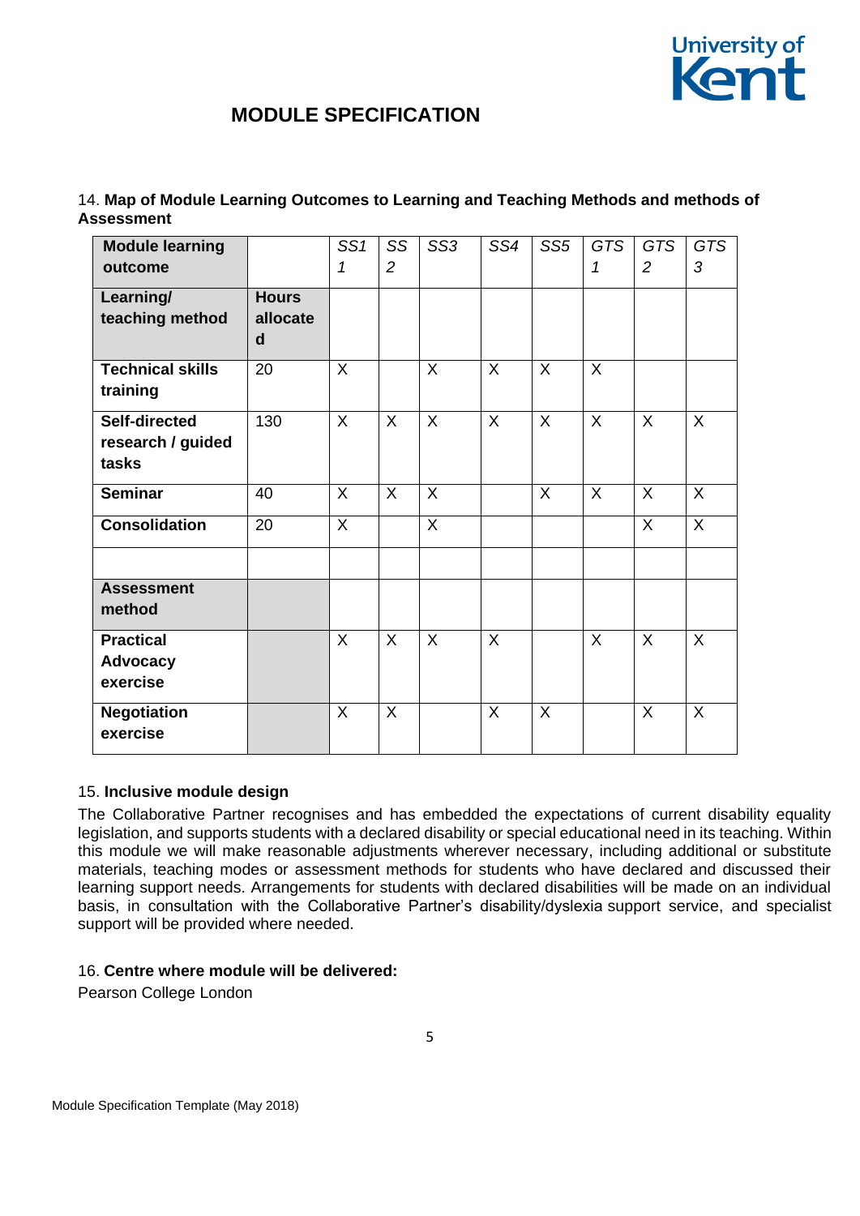# MODULE SPECIFICATION

14. **Map of Module Learning Outcomes to Learning and Teaching Methods and methods of Assessment**

| **Module learning outcome** | | *SS1* | *SS2* | *SS3* | *SS4* | *SS5* | *GTS1* | *GTS2* | *GTS3* |
|---|---|---|---|---|---|---|---|---|---|
| **Learning/ teaching method** | **Hours allocated** | | | | | | | | |
| **Technical skills training** | 20 | X | | X | X | X | X | | |
| **Self-directed research / guided tasks** | 130 | X | X | X | X | X | X | X | X |
| **Seminar** | 40 | X | X | X | | X | X | X | X |
| **Consolidation** | 20 | X | | X | | | | X | X |
| | | | | | | | | | |
| **Assessment method** | | | | | | | | | |
| **Practical Advocacy exercise** | | X | X | X | X | | X | X | X |
| **Negotiation exercise** | | X | X | | X | X | | X | X |

15. **Inclusive module design**

The Collaborative Partner recognises and has embedded the expectations of current disability equality legislation, and supports students with a declared disability or special educational need in its teaching. Within this module we will make reasonable adjustments wherever necessary, including additional or substitute materials, teaching modes or assessment methods for students who have declared and discussed their learning support needs. Arrangements for students with declared disabilities will be made on an individual basis, in consultation with the Collaborative Partner's disability/dyslexia support service, and specialist support will be provided where needed.

16. **Centre where module will be delivered:**

Pearson College London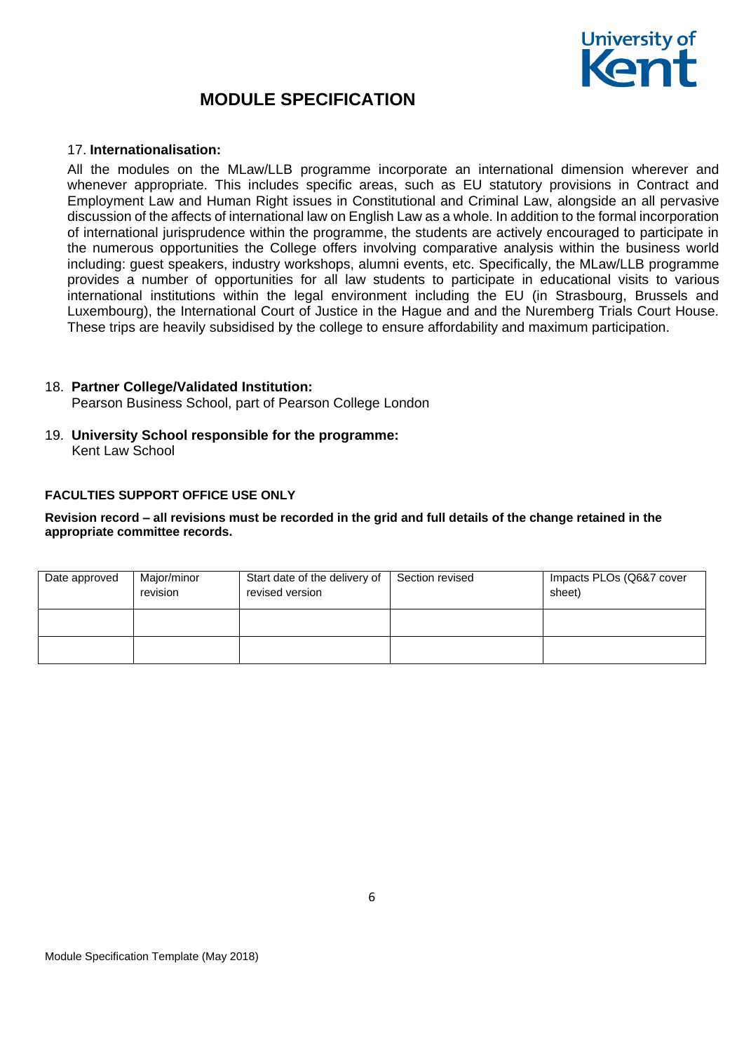## MODULE SPECIFICATION

17. **Internationalisation:**

All the modules on the MLaw/LLB programme incorporate an international dimension wherever and whenever appropriate. This includes specific areas, such as EU statutory provisions in Contract and Employment Law and Human Right issues in Constitutional and Criminal Law, alongside an all pervasive discussion of the affects of international law on English Law as a whole. In addition to the formal incorporation of international jurisprudence within the programme, the students are actively encouraged to participate in the numerous opportunities the College offers involving comparative analysis within the business world including: guest speakers, industry workshops, alumni events, etc. Specifically, the MLaw/LLB programme provides a number of opportunities for all law students to participate in educational visits to various international institutions within the legal environment including the EU (in Strasbourg, Brussels and Luxembourg), the International Court of Justice in the Hague and and the Nuremberg Trials Court House. These trips are heavily subsidised by the college to ensure affordability and maximum participation.

18. **Partner College/Validated Institution:**
Pearson Business School, part of Pearson College London

19. **University School responsible for the programme:**
Kent Law School

**FACULTIES SUPPORT OFFICE USE ONLY**

**Revision record – all revisions must be recorded in the grid and full details of the change retained in the appropriate committee records.**

| Date approved | Major/minor revision | Start date of the delivery of revised version | Section revised | Impacts PLOs (Q6&7 cover sheet) |
|---|---|---|---|---|
| | | | | |
| | | | | |

Module Specification Template (May 2018)